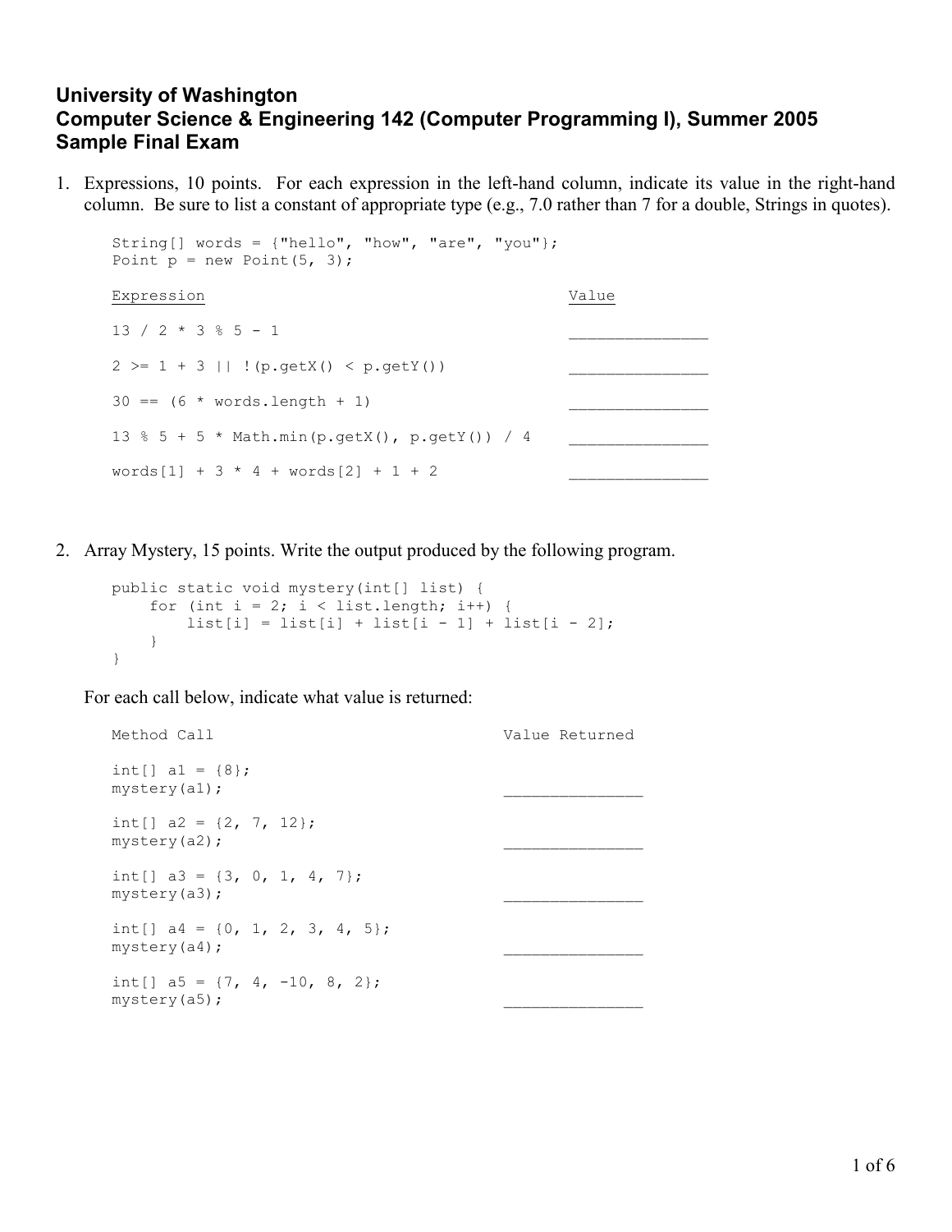# University of Washington
# Computer Science & Engineering 142 (Computer Programming I), Summer 2005
# Sample Final Exam

1. Expressions, 10 points. For each expression in the left-hand column, indicate its value in the right-hand column. Be sure to list a constant of appropriate type (e.g., 7.0 rather than 7 for a double, Strings in quotes).

```
String[] words = {"hello", "how", "are", "you"};
Point p = new Point(5, 3);
```

| Expression | Value |
|---|---|
| `13 / 2 * 3 % 5 - 1` | _______________ |
| `2 >= 1 + 3 \|\| !(p.getX() < p.getY())` | _______________ |
| `30 == (6 * words.length + 1)` | _______________ |
| `13 % 5 + 5 * Math.min(p.getX(), p.getY()) / 4` | _______________ |
| `words[1] + 3 * 4 + words[2] + 1 + 2` | _______________ |

2. Array Mystery, 15 points. Write the output produced by the following program.

```
public static void mystery(int[] list) {
    for (int i = 2; i < list.length; i++) {
        list[i] = list[i] + list[i - 1] + list[i - 2];
    }
}
```

For each call below, indicate what value is returned:

| Method Call | Value Returned |
|---|---|
| `int[] a1 = {8};`<br>`mystery(a1);` | _______________ |
| `int[] a2 = {2, 7, 12};`<br>`mystery(a2);` | _______________ |
| `int[] a3 = {3, 0, 1, 4, 7};`<br>`mystery(a3);` | _______________ |
| `int[] a4 = {0, 1, 2, 3, 4, 5};`<br>`mystery(a4);` | _______________ |
| `int[] a5 = {7, 4, -10, 8, 2};`<br>`mystery(a5);` | _______________ |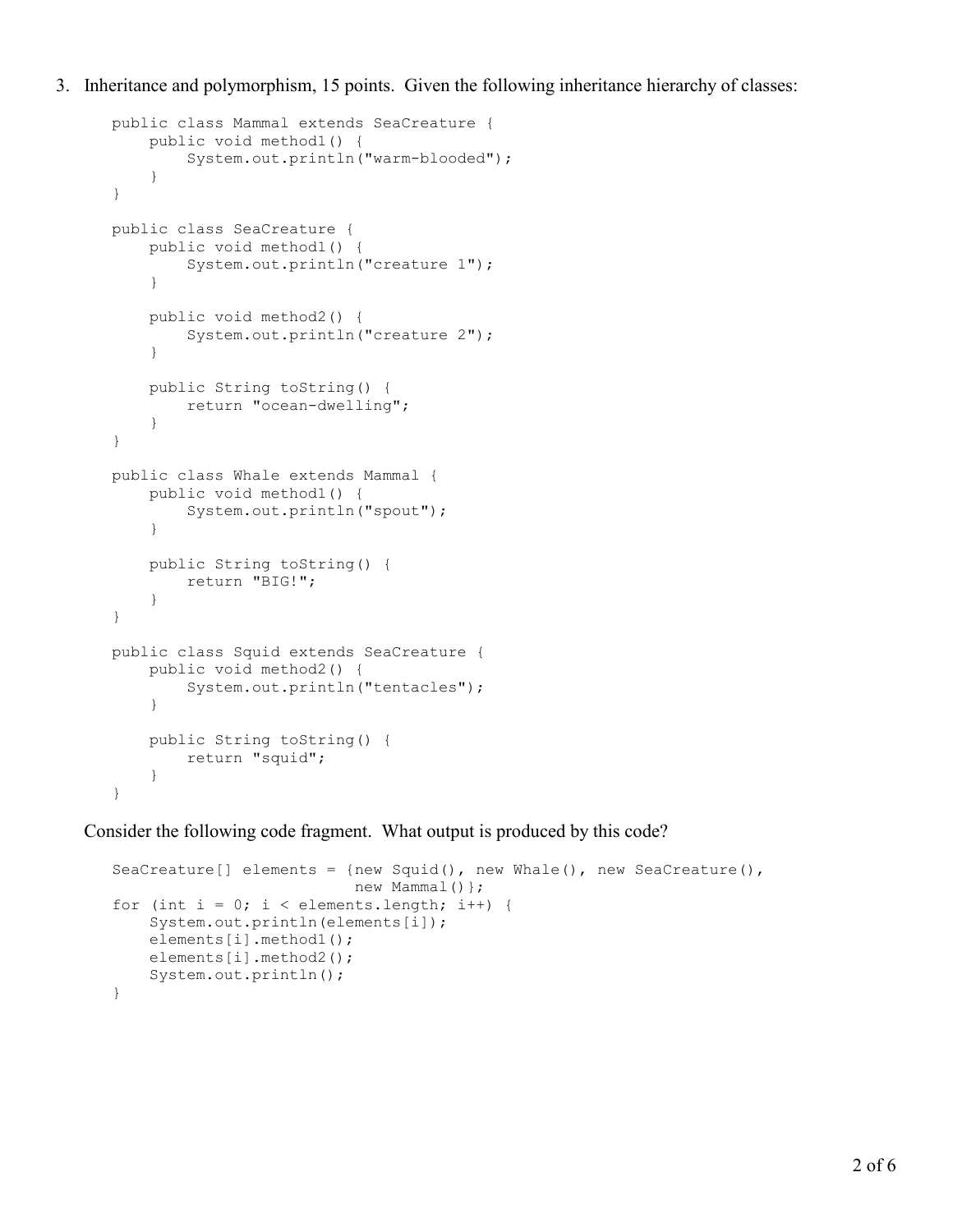3. Inheritance and polymorphism, 15 points. Given the following inheritance hierarchy of classes:

```
public class Mammal extends SeaCreature {
    public void method1() {
        System.out.println("warm-blooded");
    }
}

public class SeaCreature {
    public void method1() {
        System.out.println("creature 1");
    }

    public void method2() {
        System.out.println("creature 2");
    }

    public String toString() {
        return "ocean-dwelling";
    }
}

public class Whale extends Mammal {
    public void method1() {
        System.out.println("spout");
    }

    public String toString() {
        return "BIG!";
    }
}

public class Squid extends SeaCreature {
    public void method2() {
        System.out.println("tentacles");
    }

    public String toString() {
        return "squid";
    }
}
```

Consider the following code fragment. What output is produced by this code?

```
SeaCreature[] elements = {new Squid(), new Whale(), new SeaCreature(),
                          new Mammal()};
for (int i = 0; i < elements.length; i++) {
    System.out.println(elements[i]);
    elements[i].method1();
    elements[i].method2();
    System.out.println();
}
```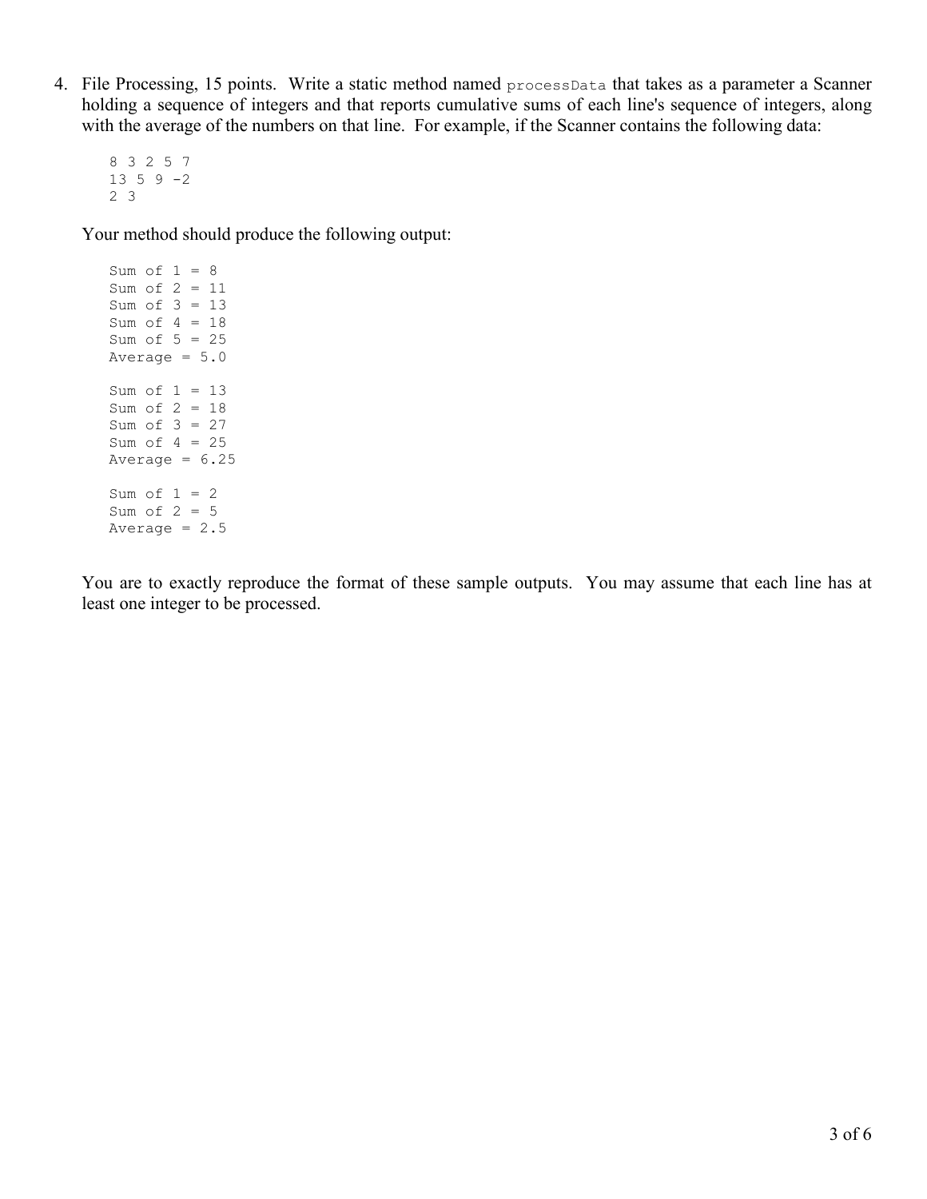4. File Processing, 15 points. Write a static method named `processData` that takes as a parameter a Scanner holding a sequence of integers and that reports cumulative sums of each line's sequence of integers, along with the average of the numbers on that line. For example, if the Scanner contains the following data:

```
8 3 2 5 7
13 5 9 -2
2 3
```

Your method should produce the following output:

```
Sum of 1 = 8
Sum of 2 = 11
Sum of 3 = 13
Sum of 4 = 18
Sum of 5 = 25
Average = 5.0

Sum of 1 = 13
Sum of 2 = 18
Sum of 3 = 27
Sum of 4 = 25
Average = 6.25

Sum of 1 = 2
Sum of 2 = 5
Average = 2.5
```

You are to exactly reproduce the format of these sample outputs. You may assume that each line has at least one integer to be processed.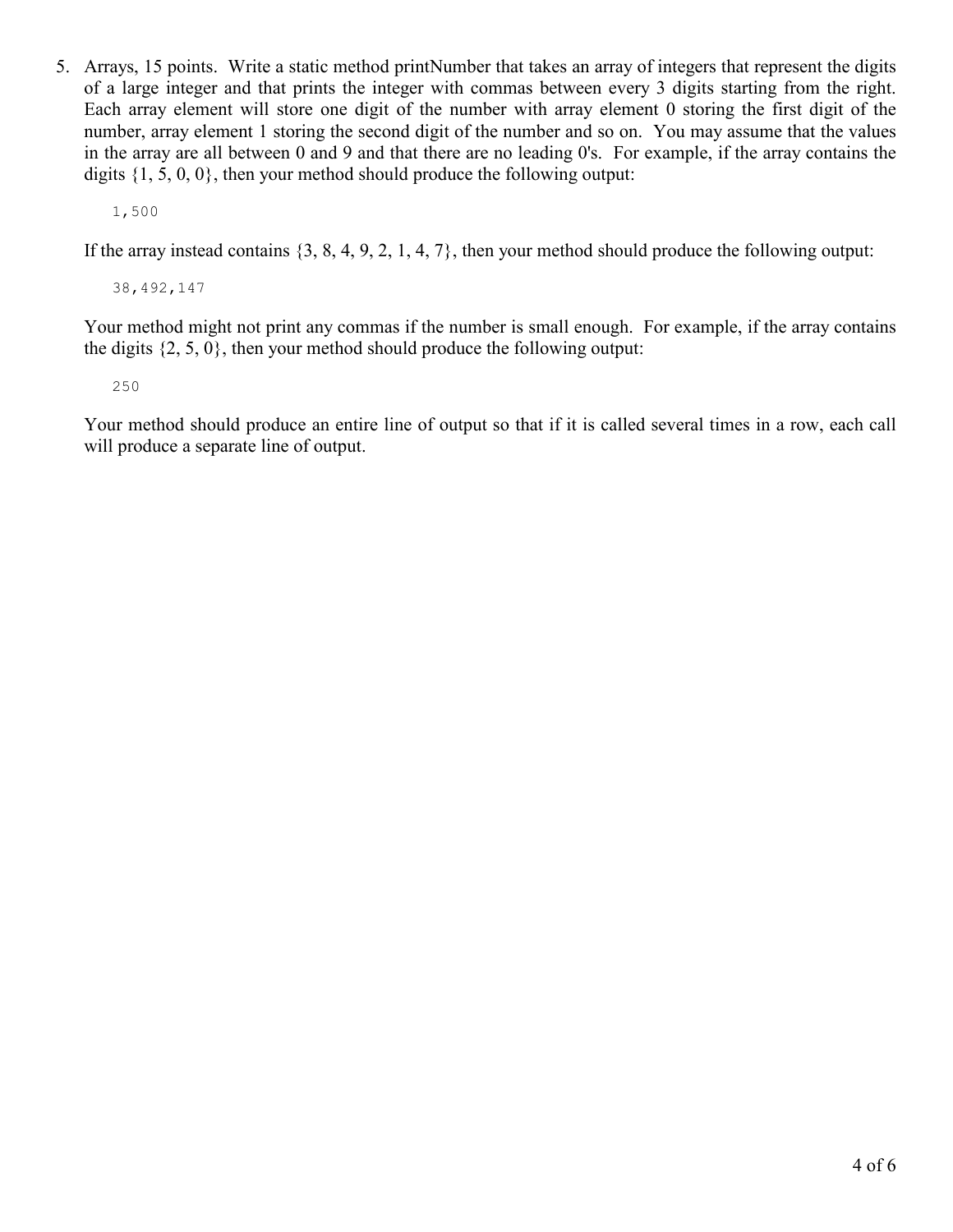5. Arrays, 15 points. Write a static method printNumber that takes an array of integers that represent the digits of a large integer and that prints the integer with commas between every 3 digits starting from the right. Each array element will store one digit of the number with array element 0 storing the first digit of the number, array element 1 storing the second digit of the number and so on. You may assume that the values in the array are all between 0 and 9 and that there are no leading 0's. For example, if the array contains the digits {1, 5, 0, 0}, then your method should produce the following output:

   ```
   1,500
   ```

   If the array instead contains {3, 8, 4, 9, 2, 1, 4, 7}, then your method should produce the following output:

   ```
   38,492,147
   ```

   Your method might not print any commas if the number is small enough. For example, if the array contains the digits {2, 5, 0}, then your method should produce the following output:

   ```
   250
   ```

   Your method should produce an entire line of output so that if it is called several times in a row, each call will produce a separate line of output.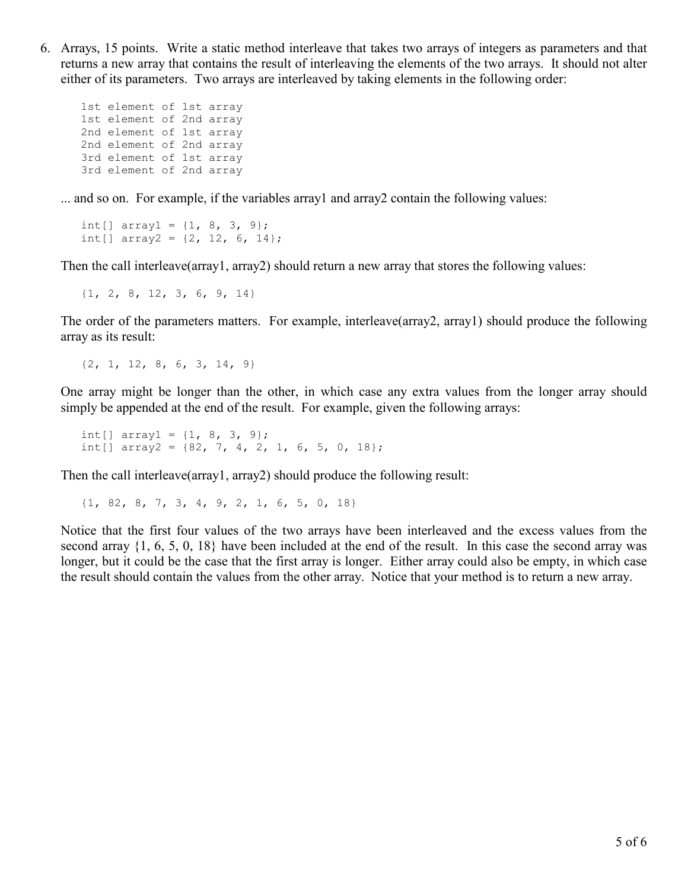6. Arrays, 15 points. Write a static method interleave that takes two arrays of integers as parameters and that returns a new array that contains the result of interleaving the elements of the two arrays. It should not alter either of its parameters. Two arrays are interleaved by taking elements in the following order:

```
1st element of 1st array
1st element of 2nd array
2nd element of 1st array
2nd element of 2nd array
3rd element of 1st array
3rd element of 2nd array
```

... and so on. For example, if the variables array1 and array2 contain the following values:

```
int[] array1 = {1, 8, 3, 9};
int[] array2 = {2, 12, 6, 14};
```

Then the call interleave(array1, array2) should return a new array that stores the following values:

```
{1, 2, 8, 12, 3, 6, 9, 14}
```

The order of the parameters matters. For example, interleave(array2, array1) should produce the following array as its result:

```
{2, 1, 12, 8, 6, 3, 14, 9}
```

One array might be longer than the other, in which case any extra values from the longer array should simply be appended at the end of the result. For example, given the following arrays:

```
int[] array1 = {1, 8, 3, 9};
int[] array2 = {82, 7, 4, 2, 1, 6, 5, 0, 18};
```

Then the call interleave(array1, array2) should produce the following result:

```
{1, 82, 8, 7, 3, 4, 9, 2, 1, 6, 5, 0, 18}
```

Notice that the first four values of the two arrays have been interleaved and the excess values from the second array {1, 6, 5, 0, 18} have been included at the end of the result. In this case the second array was longer, but it could be the case that the first array is longer. Either array could also be empty, in which case the result should contain the values from the other array. Notice that your method is to return a new array.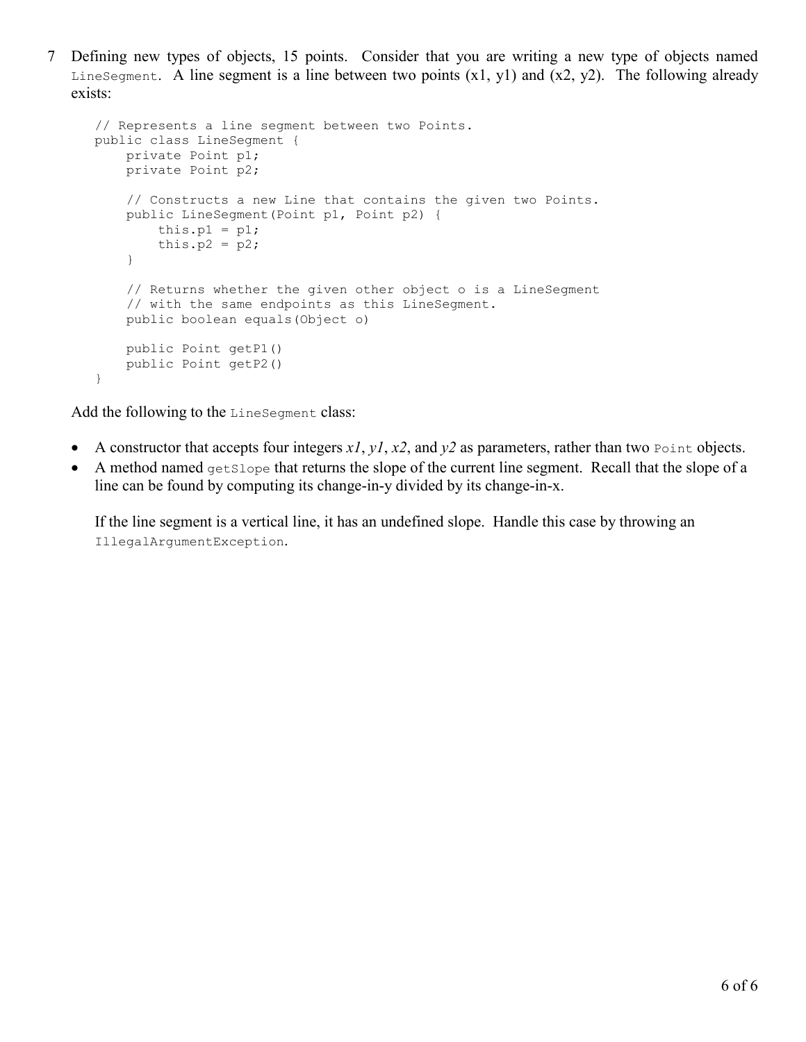7 Defining new types of objects, 15 points. Consider that you are writing a new type of objects named `LineSegment`. A line segment is a line between two points (x1, y1) and (x2, y2). The following already exists:

```
// Represents a line segment between two Points.
public class LineSegment {
    private Point p1;
    private Point p2;

    // Constructs a new Line that contains the given two Points.
    public LineSegment(Point p1, Point p2) {
        this.p1 = p1;
        this.p2 = p2;
    }

    // Returns whether the given other object o is a LineSegment
    // with the same endpoints as this LineSegment.
    public boolean equals(Object o)

    public Point getP1()
    public Point getP2()
}
```

Add the following to the `LineSegment` class:

- A constructor that accepts four integers *x1*, *y1*, *x2*, and *y2* as parameters, rather than two `Point` objects.
- A method named `getSlope` that returns the slope of the current line segment. Recall that the slope of a line can be found by computing its change-in-y divided by its change-in-x.

  If the line segment is a vertical line, it has an undefined slope. Handle this case by throwing an `IllegalArgumentException`.